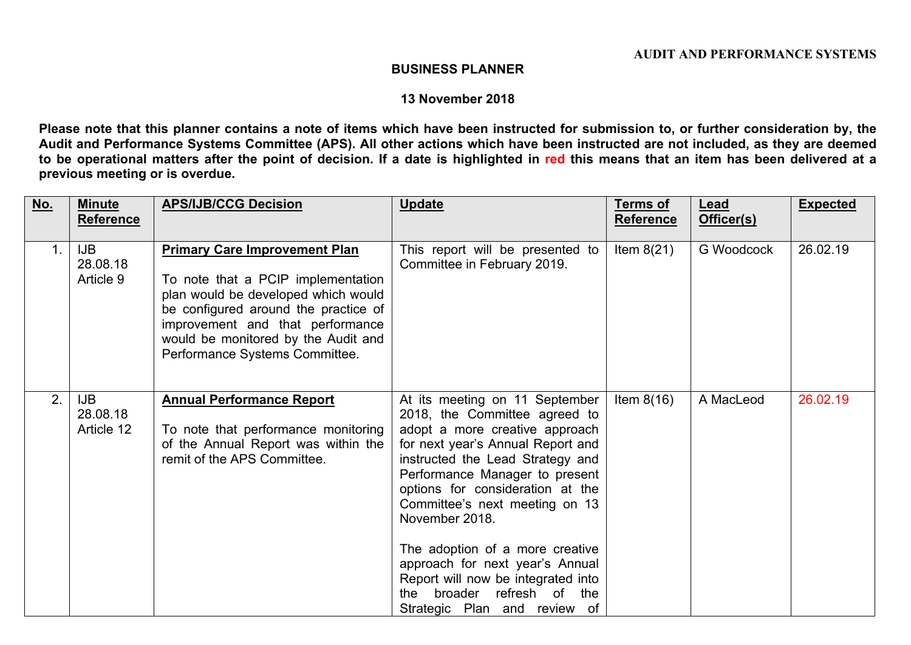AUDIT AND PERFORMANCE SYSTEMS

**BUSINESS PLANNER**

**13 November 2018**

**Please note that this planner contains a note of items which have been instructed for submission to, or further consideration by, the Audit and Performance Systems Committee (APS). All other actions which have been instructed are not included, as they are deemed to be operational matters after the point of decision. If a date is highlighted in red this means that an item has been delivered at a previous meeting or is overdue.**

| No. | Minute Reference | APS/IJB/CCG Decision | Update | Terms of Reference | Lead Officer(s) | Expected |
|---|---|---|---|---|---|---|
| 1. | IJB 28.08.18 Article 9 | **Primary Care Improvement Plan**<br><br>To note that a PCIP implementation plan would be developed which would be configured around the practice of improvement and that performance would be monitored by the Audit and Performance Systems Committee. | This report will be presented to Committee in February 2019. | Item 8(21) | G Woodcock | 26.02.19 |
| 2. | IJB 28.08.18 Article 12 | **Annual Performance Report**<br><br>To note that performance monitoring of the Annual Report was within the remit of the APS Committee. | At its meeting on 11 September 2018, the Committee agreed to adopt a more creative approach for next year's Annual Report and instructed the Lead Strategy and Performance Manager to present options for consideration at the Committee's next meeting on 13 November 2018.<br><br>The adoption of a more creative approach for next year's Annual Report will now be integrated into the broader refresh of the Strategic Plan and review of | Item 8(16) | A MacLeod | 26.02.19 |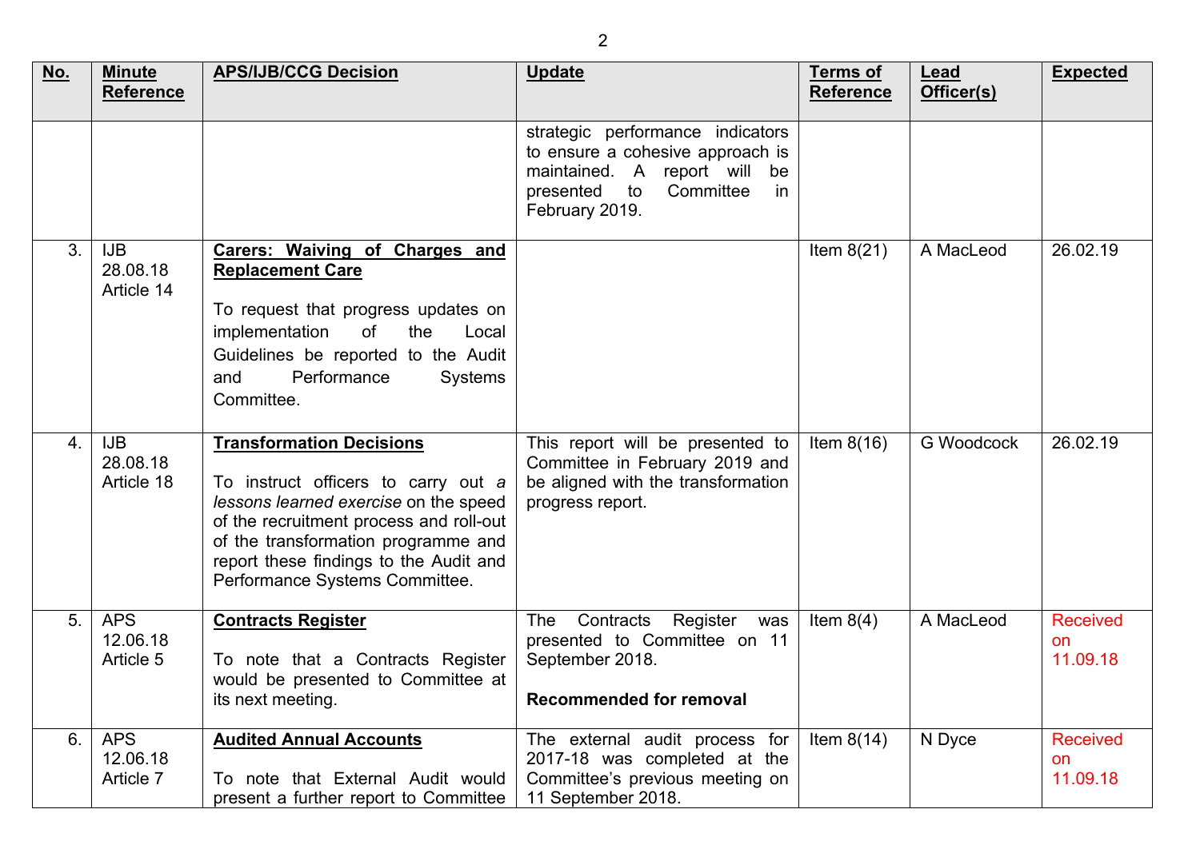| No. | Minute Reference | APS/IJB/CCG Decision | Update | Terms of Reference | Lead Officer(s) | Expected |
|---|---|---|---|---|---|---|
| | | | strategic performance indicators to ensure a cohesive approach is maintained. A report will be presented to Committee in February 2019. | | | |
| 3. | IJB 28.08.18 Article 14 | **Carers: Waiving of Charges and Replacement Care**<br><br>To request that progress updates on implementation of the Local Guidelines be reported to the Audit and Performance Systems Committee. | | Item 8(21) | A MacLeod | 26.02.19 |
| 4. | IJB 28.08.18 Article 18 | **Transformation Decisions**<br><br>To instruct officers to carry out a *lessons learned exercise* on the speed of the recruitment process and roll-out of the transformation programme and report these findings to the Audit and Performance Systems Committee. | This report will be presented to Committee in February 2019 and be aligned with the transformation progress report. | Item 8(16) | G Woodcock | 26.02.19 |
| 5. | APS 12.06.18 Article 5 | **Contracts Register**<br><br>To note that a Contracts Register would be presented to Committee at its next meeting. | The Contracts Register was presented to Committee on 11 September 2018.<br><br>**Recommended for removal** | Item 8(4) | A MacLeod | Received on 11.09.18 |
| 6. | APS 12.06.18 Article 7 | **Audited Annual Accounts**<br><br>To note that External Audit would present a further report to Committee | The external audit process for 2017-18 was completed at the Committee's previous meeting on 11 September 2018. | Item 8(14) | N Dyce | Received on 11.09.18 |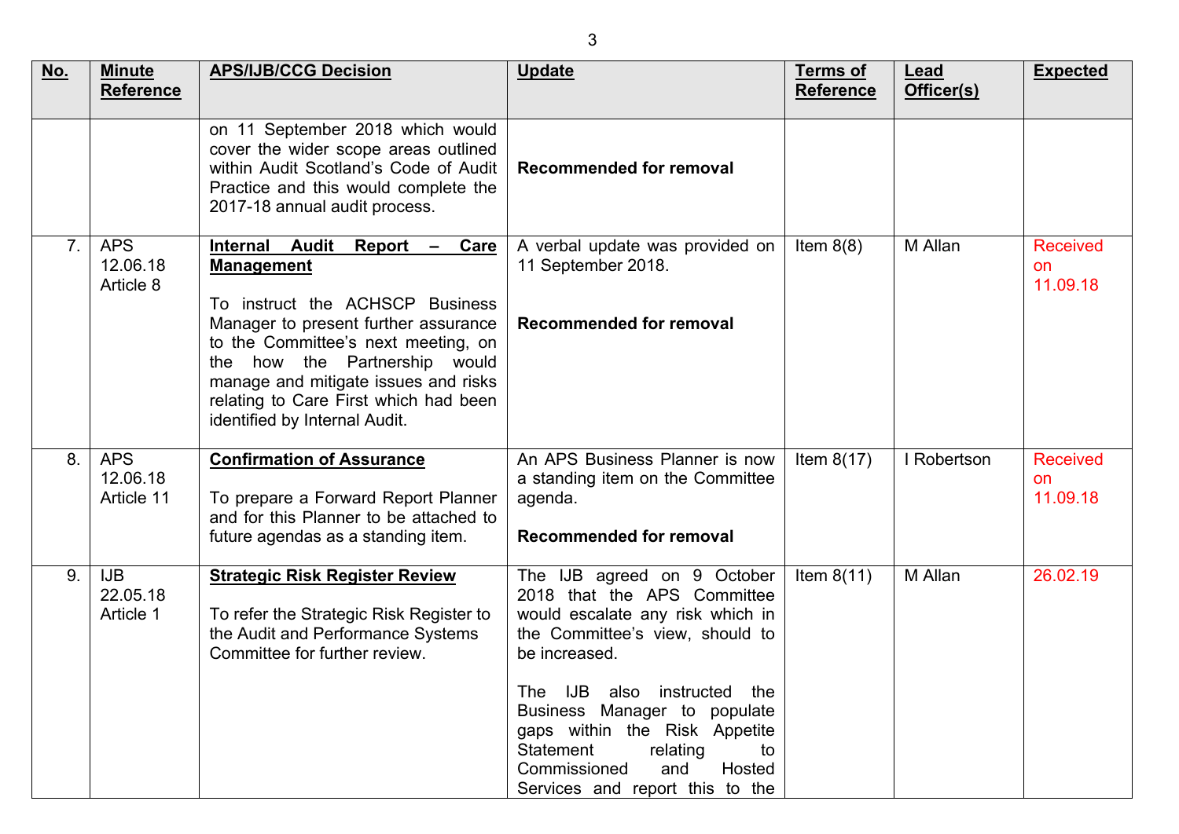| No. | Minute Reference | APS/IJB/CCG Decision | Update | Terms of Reference | Lead Officer(s) | Expected |
|---|---|---|---|---|---|---|
| | | on 11 September 2018 which would cover the wider scope areas outlined within Audit Scotland's Code of Audit Practice and this would complete the 2017-18 annual audit process. | **Recommended for removal** | | | |
| 7. | APS 12.06.18 Article 8 | **Internal Audit Report – Care Management**<br><br>To instruct the ACHSCP Business Manager to present further assurance to the Committee's next meeting, on the how the Partnership would manage and mitigate issues and risks relating to Care First which had been identified by Internal Audit. | A verbal update was provided on 11 September 2018.<br><br>**Recommended for removal** | Item 8(8) | M Allan | Received on 11.09.18 |
| 8. | APS 12.06.18 Article 11 | **Confirmation of Assurance**<br><br>To prepare a Forward Report Planner and for this Planner to be attached to future agendas as a standing item. | An APS Business Planner is now a standing item on the Committee agenda.<br><br>**Recommended for removal** | Item 8(17) | I Robertson | Received on 11.09.18 |
| 9. | IJB 22.05.18 Article 1 | **Strategic Risk Register Review**<br><br>To refer the Strategic Risk Register to the Audit and Performance Systems Committee for further review. | The IJB agreed on 9 October 2018 that the APS Committee would escalate any risk which in the Committee's view, should to be increased.<br><br>The IJB also instructed the Business Manager to populate gaps within the Risk Appetite Statement relating to Commissioned and Hosted Services and report this to the | Item 8(11) | M Allan | 26.02.19 |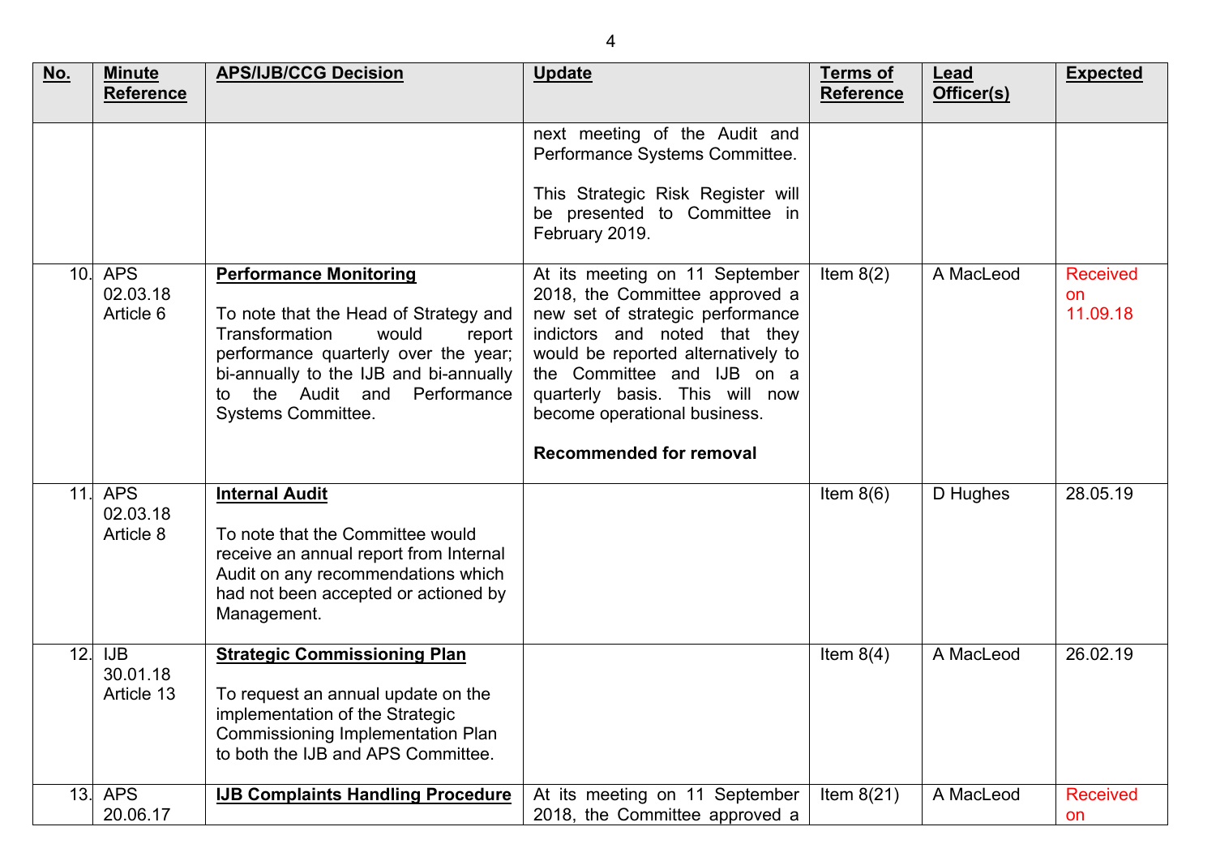| No. | Minute Reference | APS/IJB/CCG Decision | Update | Terms of Reference | Lead Officer(s) | Expected |
|---|---|---|---|---|---|---|
| | | | next meeting of the Audit and Performance Systems Committee.<br><br>This Strategic Risk Register will be presented to Committee in February 2019. | | | |
| 10. | APS 02.03.18 Article 6 | **Performance Monitoring**<br><br>To note that the Head of Strategy and Transformation would report performance quarterly over the year; bi-annually to the IJB and bi-annually to the Audit and Performance Systems Committee. | At its meeting on 11 September 2018, the Committee approved a new set of strategic performance indictors and noted that they would be reported alternatively to the Committee and IJB on a quarterly basis. This will now become operational business.<br><br>**Recommended for removal** | Item 8(2) | A MacLeod | Received on 11.09.18 |
| 11. | APS 02.03.18 Article 8 | **Internal Audit**<br><br>To note that the Committee would receive an annual report from Internal Audit on any recommendations which had not been accepted or actioned by Management. | | Item 8(6) | D Hughes | 28.05.19 |
| 12. | IJB 30.01.18 Article 13 | **Strategic Commissioning Plan**<br><br>To request an annual update on the implementation of the Strategic Commissioning Implementation Plan to both the IJB and APS Committee. | | Item 8(4) | A MacLeod | 26.02.19 |
| 13. | APS 20.06.17 | **IJB Complaints Handling Procedure** | At its meeting on 11 September 2018, the Committee approved a | Item 8(21) | A MacLeod | Received on |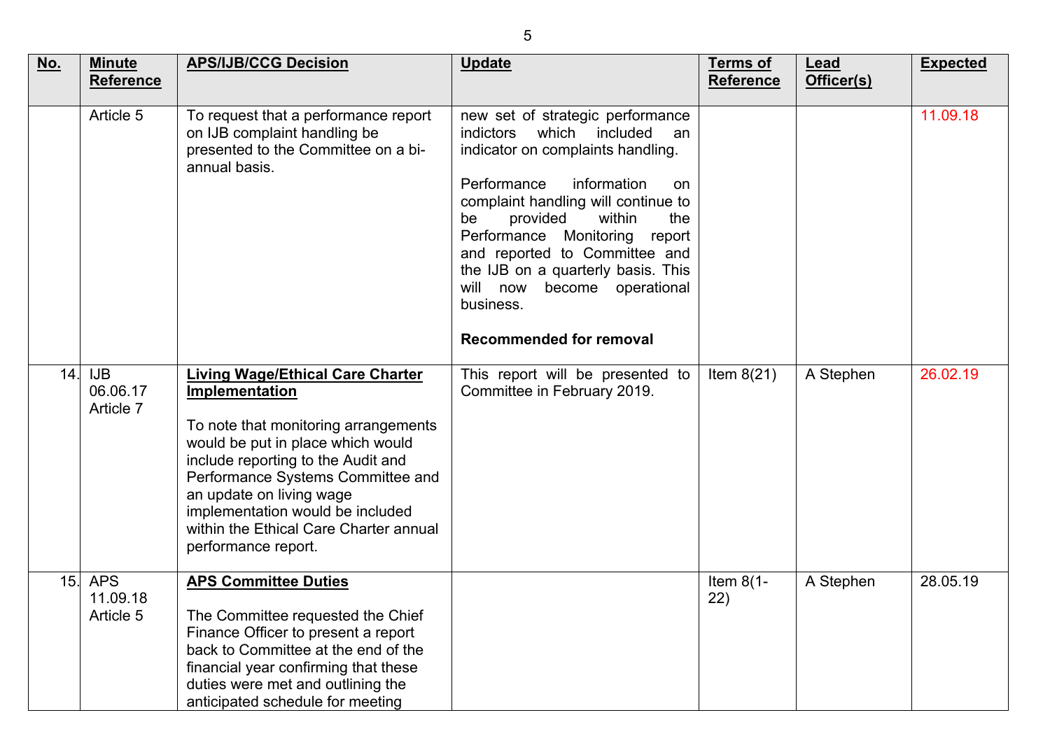| No. | Minute Reference | APS/IJB/CCG Decision | Update | Terms of Reference | Lead Officer(s) | Expected |
|---|---|---|---|---|---|---|
| | Article 5 | To request that a performance report on IJB complaint handling be presented to the Committee on a bi-annual basis. | new set of strategic performance indictors which included an indicator on complaints handling.<br><br>Performance information on complaint handling will continue to be provided within the Performance Monitoring report and reported to Committee and the IJB on a quarterly basis. This will now become operational business.<br><br>**Recommended for removal** | | | 11.09.18 |
| 14. | IJB 06.06.17 Article 7 | **Living Wage/Ethical Care Charter Implementation**<br><br>To note that monitoring arrangements would be put in place which would include reporting to the Audit and Performance Systems Committee and an update on living wage implementation would be included within the Ethical Care Charter annual performance report. | This report will be presented to Committee in February 2019. | Item 8(21) | A Stephen | 26.02.19 |
| 15. | APS 11.09.18 Article 5 | **APS Committee Duties**<br><br>The Committee requested the Chief Finance Officer to present a report back to Committee at the end of the financial year confirming that these duties were met and outlining the anticipated schedule for meeting | | Item 8(1-22) | A Stephen | 28.05.19 |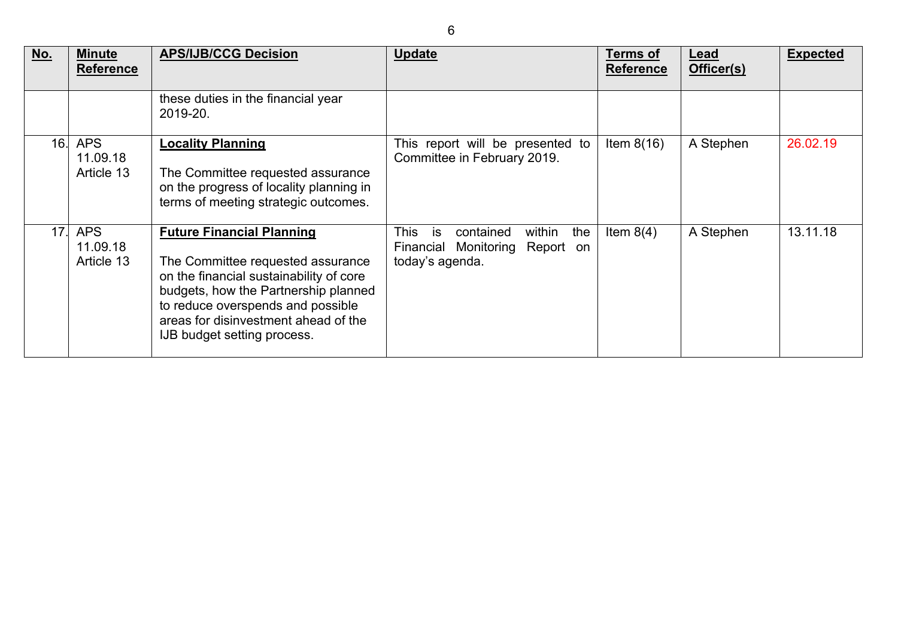| No. | Minute Reference | APS/IJB/CCG Decision | Update | Terms of Reference | Lead Officer(s) | Expected |
|---|---|---|---|---|---|---|
| | | these duties in the financial year 2019-20. | | | | |
| 16. | APS 11.09.18 Article 13 | **Locality Planning** The Committee requested assurance on the progress of locality planning in terms of meeting strategic outcomes. | This report will be presented to Committee in February 2019. | Item 8(16) | A Stephen | 26.02.19 |
| 17. | APS 11.09.18 Article 13 | **Future Financial Planning** The Committee requested assurance on the financial sustainability of core budgets, how the Partnership planned to reduce overspends and possible areas for disinvestment ahead of the IJB budget setting process. | This is contained within the Financial Monitoring Report on today's agenda. | Item 8(4) | A Stephen | 13.11.18 |